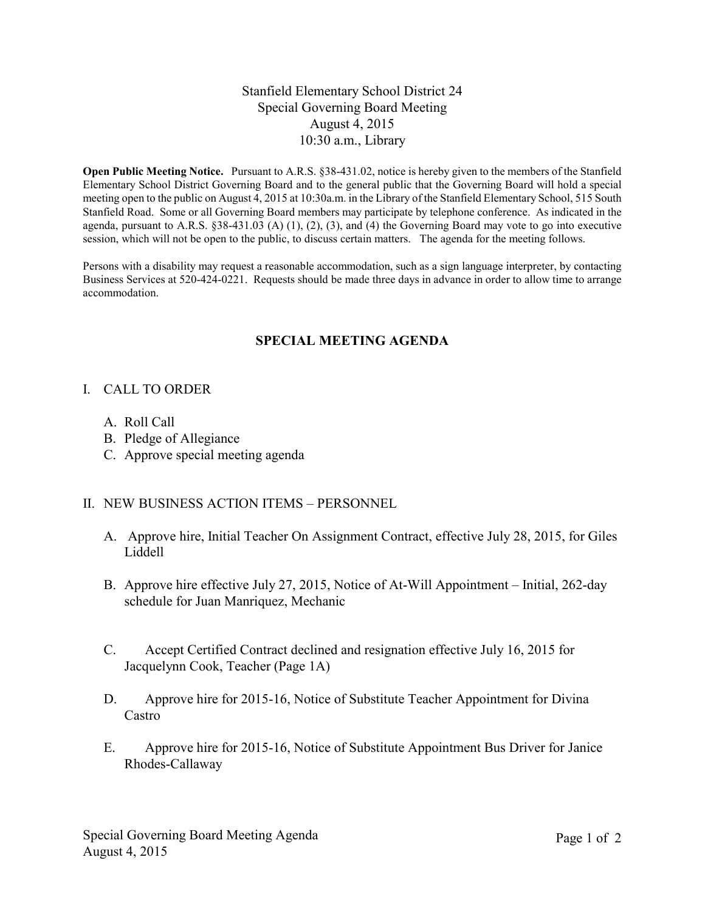# Stanfield Elementary School District 24
## Special Governing Board Meeting
## August 4, 2015
## 10:30 a.m., Library

**Open Public Meeting Notice.** Pursuant to A.R.S. §38-431.02, notice is hereby given to the members of the Stanfield Elementary School District Governing Board and to the general public that the Governing Board will hold a special meeting open to the public on August 4, 2015 at 10:30a.m. in the Library of the Stanfield Elementary School, 515 South Stanfield Road. Some or all Governing Board members may participate by telephone conference. As indicated in the agenda, pursuant to A.R.S. §38-431.03 (A) (1), (2), (3), and (4) the Governing Board may vote to go into executive session, which will not be open to the public, to discuss certain matters. The agenda for the meeting follows.

Persons with a disability may request a reasonable accommodation, such as a sign language interpreter, by contacting Business Services at 520-424-0221. Requests should be made three days in advance in order to allow time to arrange accommodation.

## SPECIAL MEETING AGENDA

I. CALL TO ORDER

- A. Roll Call
- B. Pledge of Allegiance
- C. Approve special meeting agenda

II. NEW BUSINESS ACTION ITEMS – PERSONNEL

- A. Approve hire, Initial Teacher On Assignment Contract, effective July 28, 2015, for Giles Liddell
- B. Approve hire effective July 27, 2015, Notice of At-Will Appointment – Initial, 262-day schedule for Juan Manriquez, Mechanic
- C. Accept Certified Contract declined and resignation effective July 16, 2015 for Jacquelynn Cook, Teacher (Page 1A)
- D. Approve hire for 2015-16, Notice of Substitute Teacher Appointment for Divina Castro
- E. Approve hire for 2015-16, Notice of Substitute Appointment Bus Driver for Janice Rhodes-Callaway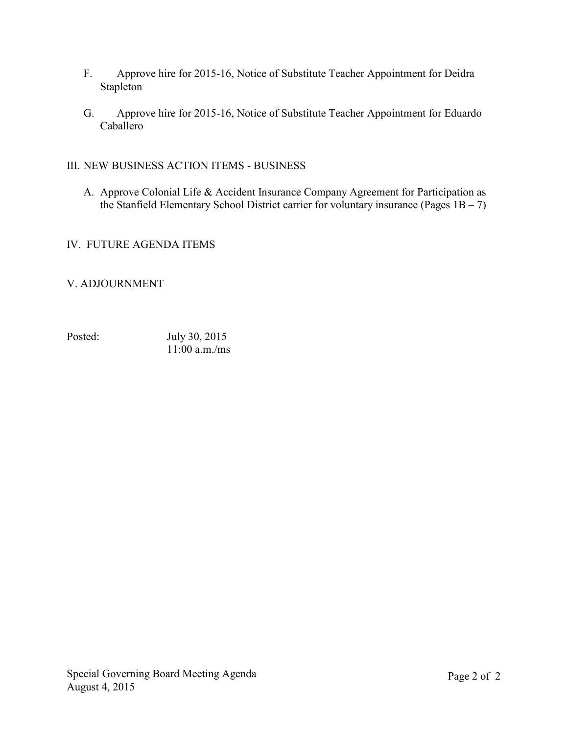F. Approve hire for 2015-16, Notice of Substitute Teacher Appointment for Deidra Stapleton

G. Approve hire for 2015-16, Notice of Substitute Teacher Appointment for Eduardo Caballero

## III. NEW BUSINESS ACTION ITEMS - BUSINESS

A. Approve Colonial Life & Accident Insurance Company Agreement for Participation as the Stanfield Elementary School District carrier for voluntary insurance (Pages 1B – 7)

## IV. FUTURE AGENDA ITEMS

## V. ADJOURNMENT

Posted: July 30, 2015
11:00 a.m./ms